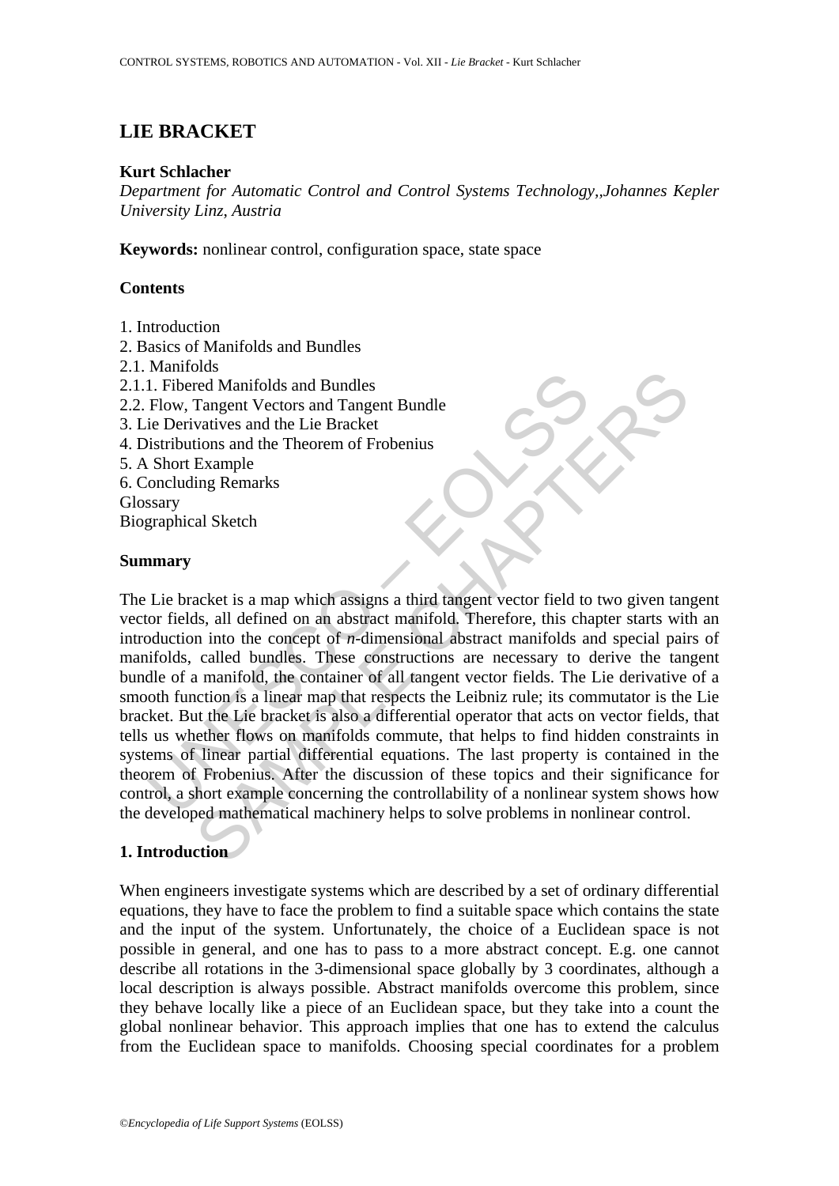# LIE BRACKET

**Kurt Schlacher**

*Department for Automatic Control and Control Systems Technology,,Johannes Kepler University Linz, Austria*

**Keywords:** nonlinear control, configuration space, state space

## Contents

1. Introduction
2. Basics of Manifolds and Bundles
2.1. Manifolds
2.1.1. Fibered Manifolds and Bundles
2.2. Flow, Tangent Vectors and Tangent Bundle
3. Lie Derivatives and the Lie Bracket
4. Distributions and the Theorem of Frobenius
5. A Short Example
6. Concluding Remarks

Glossary

Biographical Sketch

## Summary

The Lie bracket is a map which assigns a third tangent vector field to two given tangent vector fields, all defined on an abstract manifold. Therefore, this chapter starts with an introduction into the concept of $n$-dimensional abstract manifolds and special pairs of manifolds, called bundles. These constructions are necessary to derive the tangent bundle of a manifold, the container of all tangent vector fields. The Lie derivative of a smooth function is a linear map that respects the Leibniz rule; its commutator is the Lie bracket. But the Lie bracket is also a differential operator that acts on vector fields, that tells us whether flows on manifolds commute, that helps to find hidden constraints in systems of linear partial differential equations. The last property is contained in the theorem of Frobenius. After the discussion of these topics and their significance for control, a short example concerning the controllability of a nonlinear system shows how the developed mathematical machinery helps to solve problems in nonlinear control.

## 1. Introduction

When engineers investigate systems which are described by a set of ordinary differential equations, they have to face the problem to find a suitable space which contains the state and the input of the system. Unfortunately, the choice of a Euclidean space is not possible in general, and one has to pass to a more abstract concept. E.g. one cannot describe all rotations in the 3-dimensional space globally by 3 coordinates, although a local description is always possible. Abstract manifolds overcome this problem, since they behave locally like a piece of an Euclidean space, but they take into a count the global nonlinear behavior. This approach implies that one has to extend the calculus from the Euclidean space to manifolds. Choosing special coordinates for a problem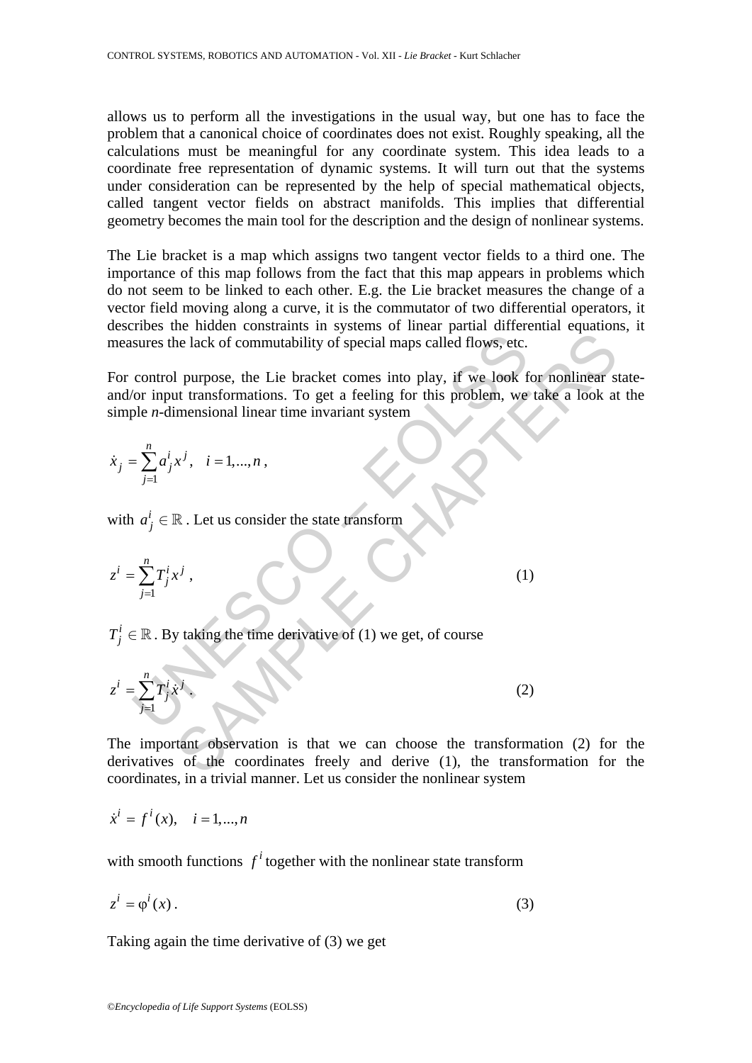allows us to perform all the investigations in the usual way, but one has to face the problem that a canonical choice of coordinates does not exist. Roughly speaking, all the calculations must be meaningful for any coordinate system. This idea leads to a coordinate free representation of dynamic systems. It will turn out that the systems under consideration can be represented by the help of special mathematical objects, called tangent vector fields on abstract manifolds. This implies that differential geometry becomes the main tool for the description and the design of nonlinear systems.

The Lie bracket is a map which assigns two tangent vector fields to a third one. The importance of this map follows from the fact that this map appears in problems which do not seem to be linked to each other. E.g. the Lie bracket measures the change of a vector field moving along a curve, it is the commutator of two differential operators, it describes the hidden constraints in systems of linear partial differential equations, it measures the lack of commutability of special maps called flows, etc.

For control purpose, the Lie bracket comes into play, if we look for nonlinear state- and/or input transformations. To get a feeling for this problem, we take a look at the simple $n$-dimensional linear time invariant system

$$\dot{x}_j = \sum_{j=1}^{n} a_j^i x^j , \quad i = 1,...,n ,$$

with $a_j^i \in \mathbb{R}$ . Let us consider the state transform

$$z^i = \sum_{j=1}^{n} T_j^i x^j , \tag{1}$$

$T_j^i \in \mathbb{R}$ . By taking the time derivative of (1) we get, of course

$$z^i = \sum_{j=1}^{n} T_j^i \dot{x}^j . \tag{2}$$

The important observation is that we can choose the transformation (2) for the derivatives of the coordinates freely and derive (1), the transformation for the coordinates, in a trivial manner. Let us consider the nonlinear system

$$\dot{x}^i = f^i(x), \quad i = 1,...,n$$

with smooth functions $f^i$ together with the nonlinear state transform

$$z^i = \varphi^i(x) . \tag{3}$$

Taking again the time derivative of (3) we get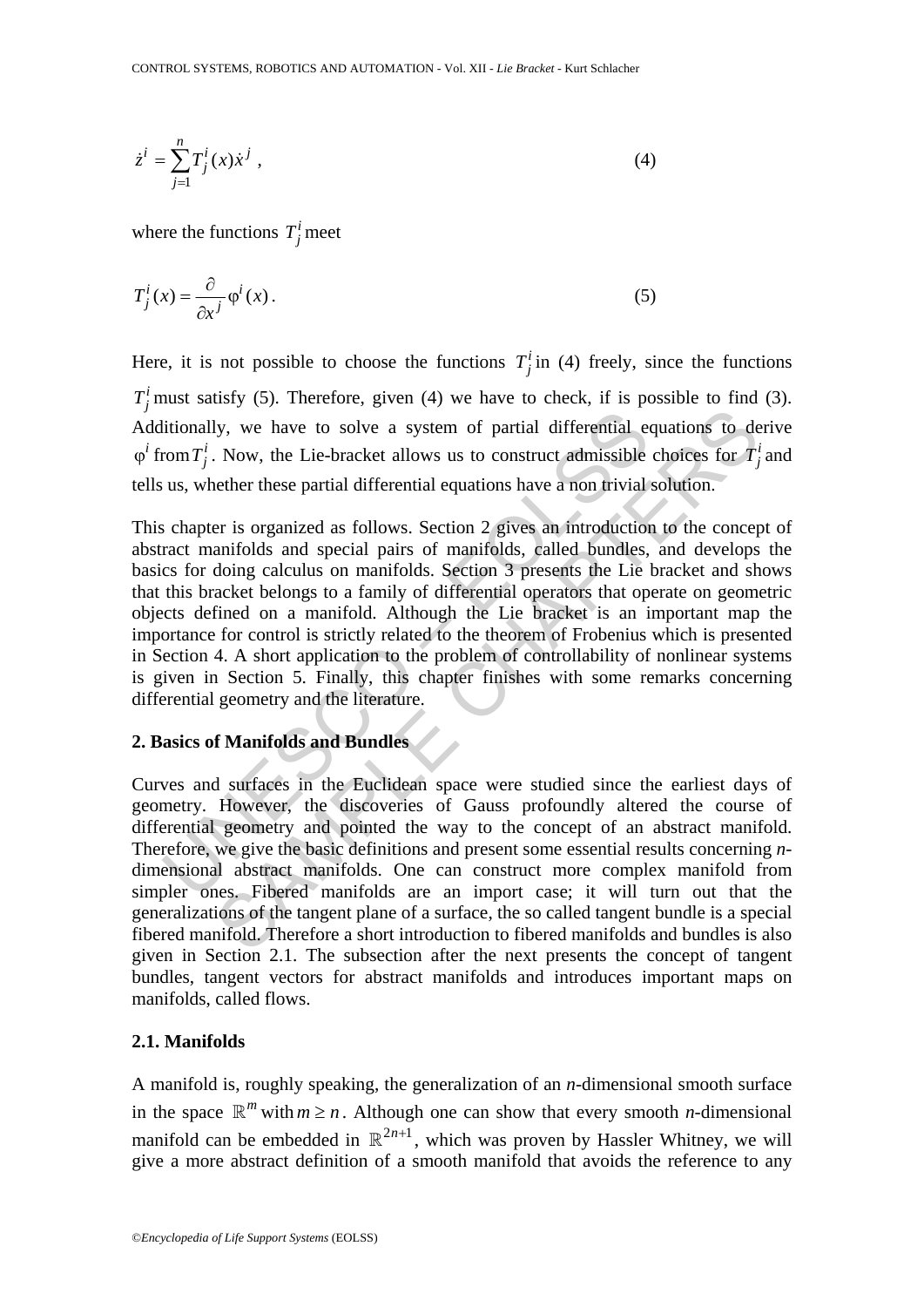$$\dot{z}^i = \sum_{j=1}^{n} T_j^i(x)\dot{x}^j \ , \tag{4}$$

where the functions $T_j^i$ meet

$$T_j^i(x) = \frac{\partial}{\partial x^j}\varphi^i(x) \,. \tag{5}$$

Here, it is not possible to choose the functions $T_j^i$ in (4) freely, since the functions $T_j^i$ must satisfy (5). Therefore, given (4) we have to check, if is possible to find (3). Additionally, we have to solve a system of partial differential equations to derive $\varphi^i$ from $T_j^i$. Now, the Lie-bracket allows us to construct admissible choices for $T_j^i$ and tells us, whether these partial differential equations have a non trivial solution.

This chapter is organized as follows. Section 2 gives an introduction to the concept of abstract manifolds and special pairs of manifolds, called bundles, and develops the basics for doing calculus on manifolds. Section 3 presents the Lie bracket and shows that this bracket belongs to a family of differential operators that operate on geometric objects defined on a manifold. Although the Lie bracket is an important map the importance for control is strictly related to the theorem of Frobenius which is presented in Section 4. A short application to the problem of controllability of nonlinear systems is given in Section 5. Finally, this chapter finishes with some remarks concerning differential geometry and the literature.

## 2. Basics of Manifolds and Bundles

Curves and surfaces in the Euclidean space were studied since the earliest days of geometry. However, the discoveries of Gauss profoundly altered the course of differential geometry and pointed the way to the concept of an abstract manifold. Therefore, we give the basic definitions and present some essential results concerning *n*-dimensional abstract manifolds. One can construct more complex manifold from simpler ones. Fibered manifolds are an import case; it will turn out that the generalizations of the tangent plane of a surface, the so called tangent bundle is a special fibered manifold. Therefore a short introduction to fibered manifolds and bundles is also given in Section 2.1. The subsection after the next presents the concept of tangent bundles, tangent vectors for abstract manifolds and introduces important maps on manifolds, called flows.

### 2.1. Manifolds

A manifold is, roughly speaking, the generalization of an *n*-dimensional smooth surface in the space $\mathbb{R}^m$ with $m \geq n$. Although one can show that every smooth *n*-dimensional manifold can be embedded in $\mathbb{R}^{2n+1}$, which was proven by Hassler Whitney, we will give a more abstract definition of a smooth manifold that avoids the reference to any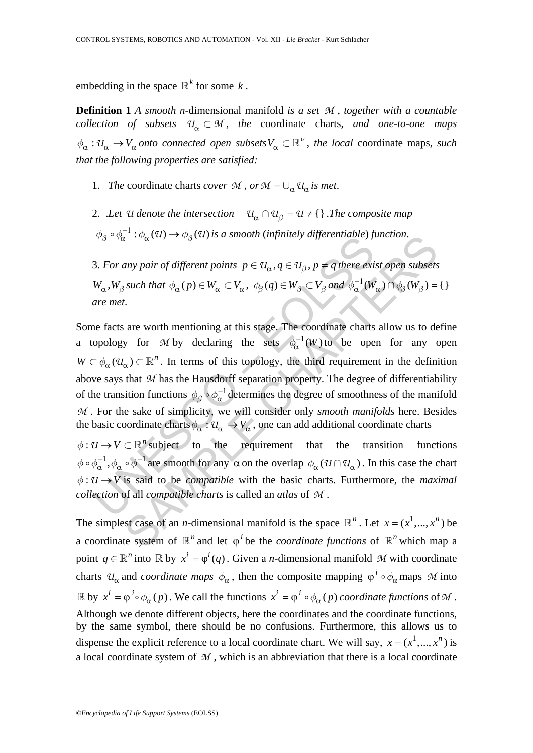embedding in the space $\mathbb{R}^k$ for some $k$.

**Definition 1** *A smooth n-*dimensional manifold *is a set $\mathcal{M}$, together with a countable collection of subsets $\mathcal{U}_\alpha \subset \mathcal{M}$, the* coordinate charts, *and one-to-one maps $\phi_\alpha : \mathcal{U}_\alpha \to V_\alpha$ onto connected open subsets $V_\alpha \subset \mathbb{R}^\nu$, the local* coordinate maps, *such that the following properties are satisfied:*

1. *The* coordinate charts *cover $\mathcal{M}$, or $\mathcal{M} = \cup_\alpha \mathcal{U}_\alpha$ is met*.

2. .*Let $\mathcal{U}$ denote the intersection $\mathcal{U}_\alpha \cap \mathcal{U}_\beta = \mathcal{U} \neq \{\}$. The composite map $\phi_\beta \circ \phi_\alpha^{-1} : \phi_\alpha(\mathcal{U}) \to \phi_\beta(\mathcal{U})$ is a smooth (infinitely differentiable) function*.

3. *For any pair of different points $p \in \mathcal{U}_\alpha, q \in \mathcal{U}_\beta, p \neq q$ there exist open subsets $W_\alpha, W_\beta$ such that $\phi_\alpha(p) \in W_\alpha \subset V_\alpha$, $\phi_\beta(q) \in W_\beta \subset V_\beta$ and $\phi_\alpha^{-1}(W_\alpha) \cap \phi_\beta(W_\beta) = \{\}$ are met*.

Some facts are worth mentioning at this stage. The coordinate charts allow us to define a topology for $\mathcal{M}$ by declaring the sets $\phi_\alpha^{-1}(W)$ to be open for any open $W \subset \phi_\alpha(\mathcal{U}_\alpha) \subset \mathbb{R}^n$. In terms of this topology, the third requirement in the definition above says that $\mathcal{M}$ has the Hausdorff separation property. The degree of differentiability of the transition functions $\phi_\beta \circ \phi_\alpha^{-1}$ determines the degree of smoothness of the manifold $\mathcal{M}$. For the sake of simplicity, we will consider only *smooth manifolds* here. Besides the basic coordinate charts $\phi_\alpha : \mathcal{U}_\alpha \to V_\alpha$, one can add additional coordinate charts $\phi : \mathcal{U} \to V \subset \mathbb{R}^n$ subject to the requirement that the transition functions $\phi \circ \phi_\alpha^{-1}, \phi_\alpha \circ \phi^{-1}$ are smooth for any $\alpha$ on the overlap $\phi_\alpha(\mathcal{U} \cap \mathcal{U}_\alpha)$. In this case the chart $\phi : \mathcal{U} \to V$ is said to be *compatible* with the basic charts. Furthermore, the *maximal collection* of all *compatible charts* is called an *atlas* of $\mathcal{M}$.

The simplest case of an *n*-dimensional manifold is the space $\mathbb{R}^n$. Let $x = (x^1, ..., x^n)$ be a coordinate system of $\mathbb{R}^n$ and let $\varphi^i$ be the *coordinate functions* of $\mathbb{R}^n$ which map a point $q \in \mathbb{R}^n$ into $\mathbb{R}$ by $x^i = \varphi^i(q)$. Given a *n*-dimensional manifold $\mathcal{M}$ with coordinate charts $\mathcal{U}_\alpha$ and *coordinate maps* $\phi_\alpha$, then the composite mapping $\varphi^i \circ \phi_\alpha$ maps $\mathcal{M}$ into $\mathbb{R}$ by $x^i = \varphi^i \circ \phi_\alpha(p)$. We call the functions $x^i = \varphi^i \circ \phi_\alpha(p)$ *coordinate functions* of $\mathcal{M}$. Although we denote different objects, here the coordinates and the coordinate functions, by the same symbol, there should be no confusions. Furthermore, this allows us to dispense the explicit reference to a local coordinate chart. We will say, $x = (x^1, ..., x^n)$ is a local coordinate system of $\mathcal{M}$, which is an abbreviation that there is a local coordinate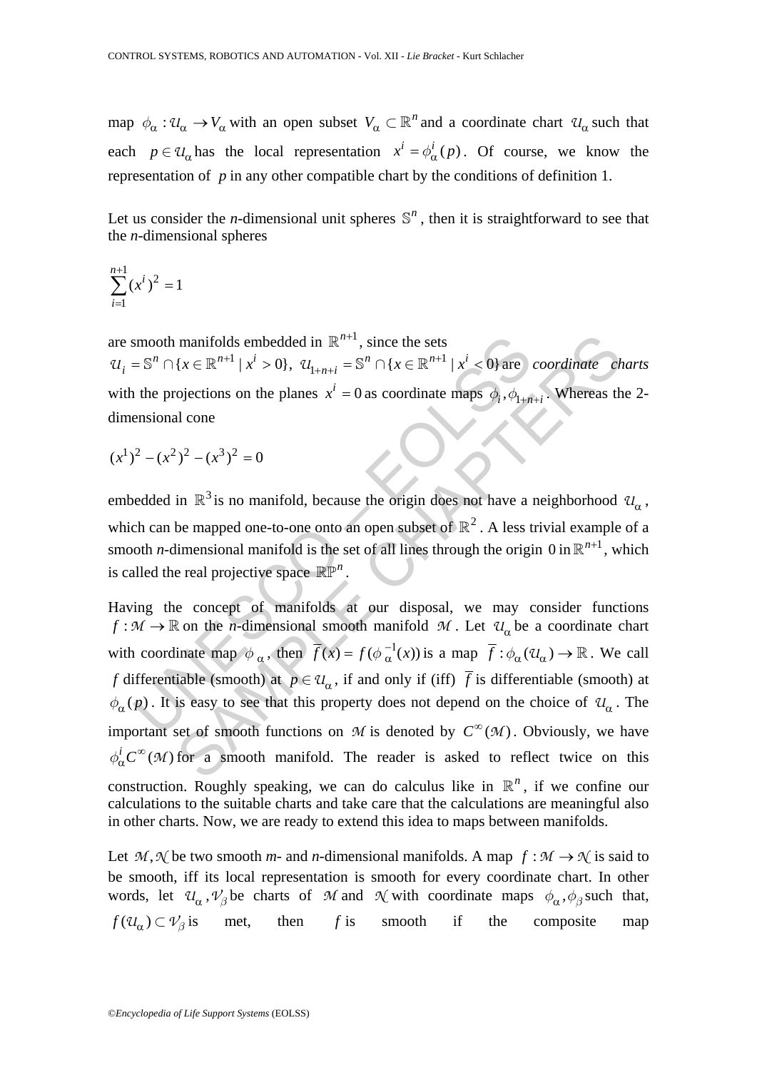map $\phi_\alpha : \mathcal{U}_\alpha \to V_\alpha$ with an open subset $V_\alpha \subset \mathbb{R}^n$ and a coordinate chart $\mathcal{U}_\alpha$ such that each $p \in \mathcal{U}_\alpha$ has the local representation $x^i = \phi_\alpha^i(p)$. Of course, we know the representation of $p$ in any other compatible chart by the conditions of definition 1.

Let us consider the *n*-dimensional unit spheres $\mathbb{S}^n$, then it is straightforward to see that the *n*-dimensional spheres

$$\sum_{i=1}^{n+1} (x^i)^2 = 1$$

are smooth manifolds embedded in $\mathbb{R}^{n+1}$, since the sets $\mathcal{U}_i = \mathbb{S}^n \cap \{x \in \mathbb{R}^{n+1} \mid x^i > 0\}$, $\mathcal{U}_{1+n+i} = \mathbb{S}^n \cap \{x \in \mathbb{R}^{n+1} \mid x^i < 0\}$ are *coordinate charts* with the projections on the planes $x^i = 0$ as coordinate maps $\phi_i, \phi_{1+n+i}$. Whereas the 2-dimensional cone

$$(x^1)^2 - (x^2)^2 - (x^3)^2 = 0$$

embedded in $\mathbb{R}^3$ is no manifold, because the origin does not have a neighborhood $\mathcal{U}_\alpha$, which can be mapped one-to-one onto an open subset of $\mathbb{R}^2$. A less trivial example of a smooth *n*-dimensional manifold is the set of all lines through the origin $0$ in $\mathbb{R}^{n+1}$, which is called the real projective space $\mathbb{RP}^n$.

Having the concept of manifolds at our disposal, we may consider functions $f : \mathcal{M} \to \mathbb{R}$ on the *n*-dimensional smooth manifold $\mathcal{M}$. Let $\mathcal{U}_\alpha$ be a coordinate chart with coordinate map $\phi_\alpha$, then $\overline{f}(x) = f(\phi_\alpha^{-1}(x))$ is a map $\overline{f} : \phi_\alpha(\mathcal{U}_\alpha) \to \mathbb{R}$. We call $f$ differentiable (smooth) at $p \in \mathcal{U}_\alpha$, if and only if (iff) $\overline{f}$ is differentiable (smooth) at $\phi_\alpha(p)$. It is easy to see that this property does not depend on the choice of $\mathcal{U}_\alpha$. The important set of smooth functions on $\mathcal{M}$ is denoted by $C^\infty(\mathcal{M})$. Obviously, we have $\phi_\alpha^i C^\infty(\mathcal{M})$ for a smooth manifold. The reader is asked to reflect twice on this construction. Roughly speaking, we can do calculus like in $\mathbb{R}^n$, if we confine our calculations to the suitable charts and take care that the calculations are meaningful also in other charts. Now, we are ready to extend this idea to maps between manifolds.

Let $\mathcal{M}, \mathcal{N}$ be two smooth *m*- and *n*-dimensional manifolds. A map $f : \mathcal{M} \to \mathcal{N}$ is said to be smooth, iff its local representation is smooth for every coordinate chart. In other words, let $\mathcal{U}_\alpha, \mathcal{V}_\beta$ be charts of $\mathcal{M}$ and $\mathcal{N}$ with coordinate maps $\phi_\alpha, \phi_\beta$ such that, $f(\mathcal{U}_\alpha) \subset \mathcal{V}_\beta$ is met, then $f$ is smooth if the composite map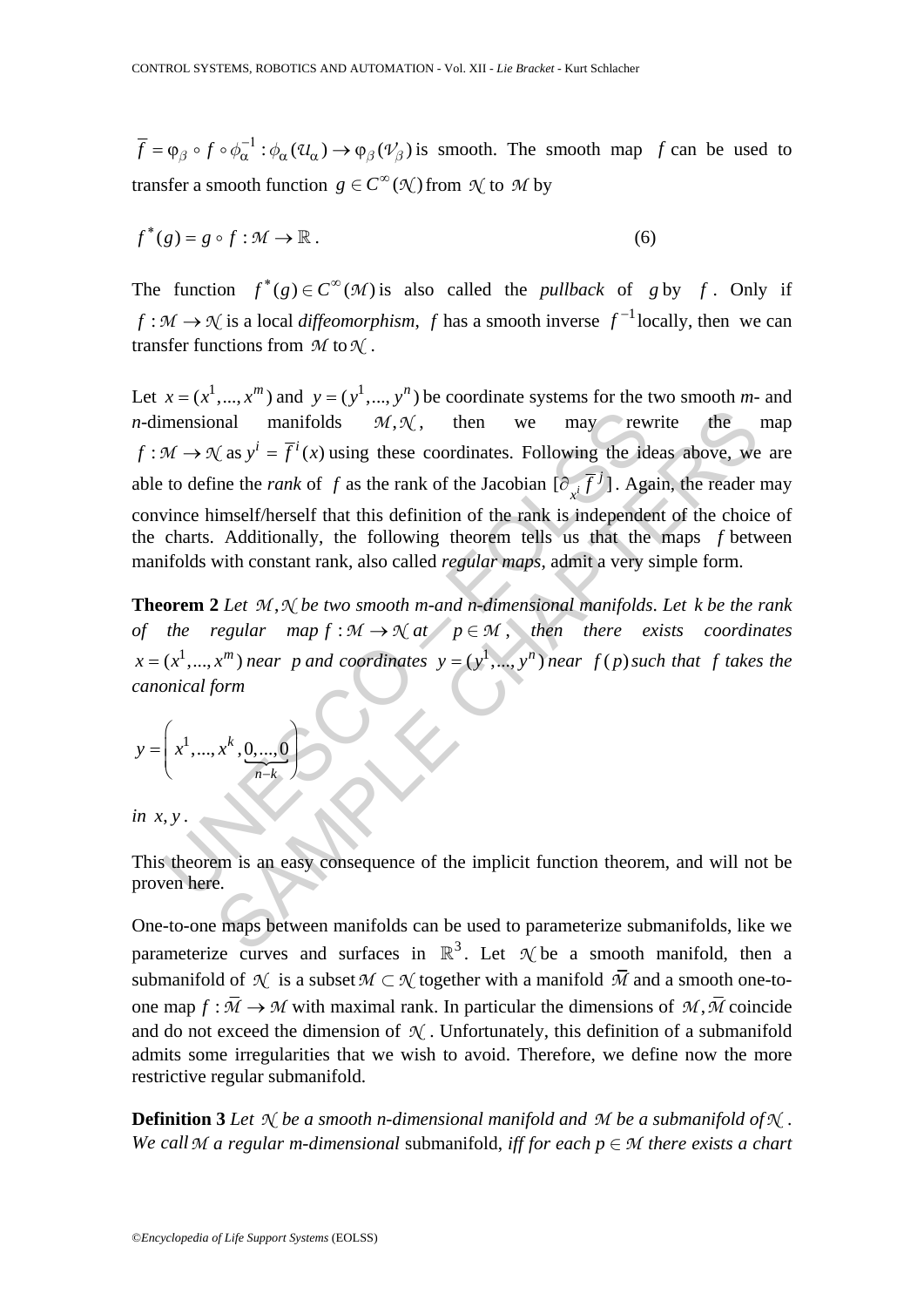$\overline{f} = \varphi_{\beta} \circ f \circ \phi_{\alpha}^{-1} : \phi_{\alpha}(\mathcal{U}_{\alpha}) \to \varphi_{\beta}(\mathcal{V}_{\beta})$ is smooth. The smooth map $f$ can be used to transfer a smooth function $g \in C^{\infty}(\mathcal{N})$ from $\mathcal{N}$ to $\mathcal{M}$ by

$$f^{*}(g) = g \circ f : \mathcal{M} \to \mathbb{R}\,. \tag{6}$$

The function $f^{*}(g) \in C^{\infty}(\mathcal{M})$ is also called the *pullback* of $g$ by $f$. Only if $f : \mathcal{M} \to \mathcal{N}$ is a local *diffeomorphism*, $f$ has a smooth inverse $f^{-1}$ locally, then we can transfer functions from $\mathcal{M}$ to $\mathcal{N}$.

Let $x = (x^{1}, ..., x^{m})$ and $y = (y^{1}, ..., y^{n})$ be coordinate systems for the two smooth *m*- and *n*-dimensional manifolds $\mathcal{M}, \mathcal{N}$, then we may rewrite the map $f : \mathcal{M} \to \mathcal{N}$ as $y^{i} = \overline{f}^{i}(x)$ using these coordinates. Following the ideas above, we are able to define the *rank* of $f$ as the rank of the Jacobian $[\partial_{x^{i}} \overline{f}^{j}]$. Again, the reader may convince himself/herself that this definition of the rank is independent of the choice of the charts. Additionally, the following theorem tells us that the maps $f$ between manifolds with constant rank, also called *regular maps*, admit a very simple form.

**Theorem 2** *Let $\mathcal{M}, \mathcal{N}$ be two smooth m-and n-dimensional manifolds. Let $k$ be the rank of the regular map $f : \mathcal{M} \to \mathcal{N}$ at $p \in \mathcal{M}$, then there exists coordinates $x = (x^{1}, ..., x^{m})$ near $p$ and coordinates $y = (y^{1}, ..., y^{n})$ near $f(p)$ such that $f$ takes the canonical form*

$$y = \left( x^{1}, ..., x^{k}, \underbrace{0, ..., 0}_{n-k} \right)$$

*in $x, y$.*

This theorem is an easy consequence of the implicit function theorem, and will not be proven here.

One-to-one maps between manifolds can be used to parameterize submanifolds, like we parameterize curves and surfaces in $\mathbb{R}^{3}$. Let $\mathcal{N}$ be a smooth manifold, then a submanifold of $\mathcal{N}$ is a subset $\mathcal{M} \subset \mathcal{N}$ together with a manifold $\overline{\mathcal{M}}$ and a smooth one-to-one map $f : \overline{\mathcal{M}} \to \mathcal{M}$ with maximal rank. In particular the dimensions of $\mathcal{M}, \overline{\mathcal{M}}$ coincide and do not exceed the dimension of $\mathcal{N}$. Unfortunately, this definition of a submanifold admits some irregularities that we wish to avoid. Therefore, we define now the more restrictive regular submanifold.

**Definition 3** *Let $\mathcal{N}$ be a smooth n-dimensional manifold and $\mathcal{M}$ be a submanifold of $\mathcal{N}$. We call $\mathcal{M}$ a regular m-dimensional* submanifold, *iff for each $p \in \mathcal{M}$ there exists a chart*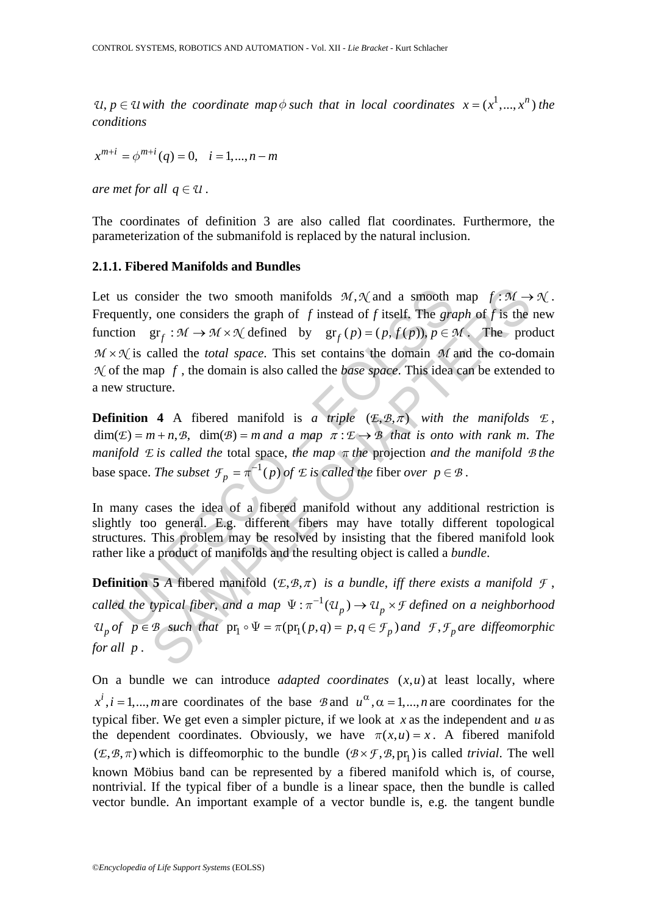*$\mathcal{U}$, $p \in \mathcal{U}$ with the coordinate map $\phi$ such that in local coordinates $x = (x^1, ..., x^n)$ the conditions*

$$x^{m+i} = \phi^{m+i}(q) = 0, \quad i = 1, ..., n-m$$

*are met for all $q \in \mathcal{U}$.*

The coordinates of definition 3 are also called flat coordinates. Furthermore, the parameterization of the submanifold is replaced by the natural inclusion.

### 2.1.1. Fibered Manifolds and Bundles

Let us consider the two smooth manifolds $\mathcal{M}, \mathcal{N}$ and a smooth map $f : \mathcal{M} \to \mathcal{N}$. Frequently, one considers the graph of $f$ instead of $f$ itself. The *graph* of $f$ is the new function $\mathrm{gr}_f : \mathcal{M} \to \mathcal{M} \times \mathcal{N}$ defined by $\mathrm{gr}_f(p) = (p, f(p)), p \in \mathcal{M}$. The product $\mathcal{M} \times \mathcal{N}$ is called the *total space*. This set contains the domain $\mathcal{M}$ and the co-domain $\mathcal{N}$ of the map $f$, the domain is also called the *base space*. This idea can be extended to a new structure.

**Definition 4** A fibered manifold is *a triple $(\mathcal{E}, \mathcal{B}, \pi)$ with the manifolds $\mathcal{E}$, $\dim(\mathcal{E}) = m + n, \mathcal{B}$, $\dim(\mathcal{B}) = m$ and a map $\pi : \mathcal{E} \to \mathcal{B}$ that is onto with rank $m$. The manifold $\mathcal{E}$ is called the* total space, *the map $\pi$ the* projection *and the manifold $\mathcal{B}$ the* base space. *The subset $\mathcal{F}_p = \pi^{-1}(p)$ of $\mathcal{E}$ is called the* fiber *over $p \in \mathcal{B}$.*

In many cases the idea of a fibered manifold without any additional restriction is slightly too general. E.g. different fibers may have totally different topological structures. This problem may be resolved by insisting that the fibered manifold look rather like a product of manifolds and the resulting object is called a *bundle*.

**Definition 5** *A fibered manifold $(\mathcal{E}, \mathcal{B}, \pi)$ is a bundle, iff there exists a manifold $\mathcal{F}$, called the typical fiber, and a map $\Psi : \pi^{-1}(\mathcal{U}_p) \to \mathcal{U}_p \times \mathcal{F}$ defined on a neighborhood $\mathcal{U}_p$ of $p \in \mathcal{B}$ such that $\mathrm{pr}_1 \circ \Psi = \pi(\mathrm{pr}_1(p, q) = p, q \in \mathcal{F}_p)$ and $\mathcal{F}, \mathcal{F}_p$ are diffeomorphic for all $p$.*

On a bundle we can introduce *adapted coordinates* $(x, u)$ at least locally, where $x^i, i = 1, ..., m$ are coordinates of the base $\mathcal{B}$ and $u^\alpha, \alpha = 1, ..., n$ are coordinates for the typical fiber. We get even a simpler picture, if we look at $x$ as the independent and $u$ as the dependent coordinates. Obviously, we have $\pi(x, u) = x$. A fibered manifold $(\mathcal{E}, \mathcal{B}, \pi)$ which is diffeomorphic to the bundle $(\mathcal{B} \times \mathcal{F}, \mathcal{B}, \mathrm{pr}_1)$ is called *trivial*. The well known Möbius band can be represented by a fibered manifold which is, of course, nontrivial. If the typical fiber of a bundle is a linear space, then the bundle is called vector bundle. An important example of a vector bundle is, e.g. the tangent bundle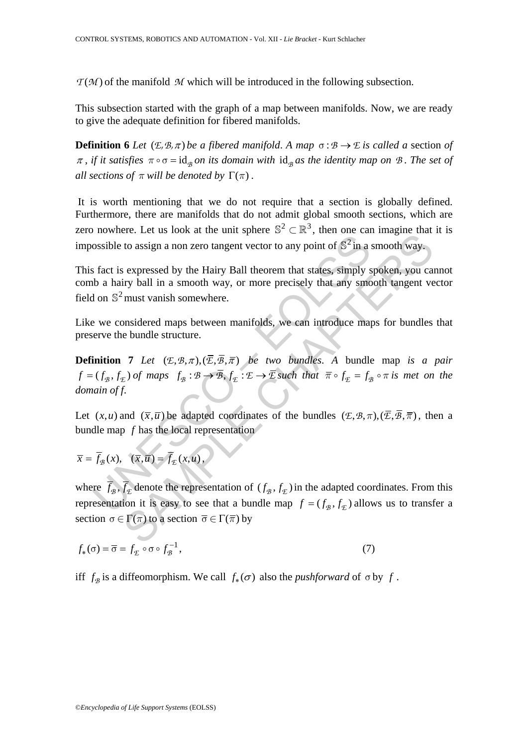$\mathcal{T}(\mathcal{M})$ of the manifold $\mathcal{M}$ which will be introduced in the following subsection.

This subsection started with the graph of a map between manifolds. Now, we are ready to give the adequate definition for fibered manifolds.

**Definition 6** *Let $(\mathcal{E},\mathcal{B},\pi)$ be a fibered manifold. A map $\sigma:\mathcal{B}\to\mathcal{E}$ is called a* section *of $\pi$, if it satisfies $\pi\circ\sigma=\mathrm{id}_{\mathcal{B}}$ on its domain with $\mathrm{id}_{\mathcal{B}}$ as the identity map on $\mathcal{B}$. The set of all sections of $\pi$ will be denoted by $\Gamma(\pi)$.*

It is worth mentioning that we do not require that a section is globally defined. Furthermore, there are manifolds that do not admit global smooth sections, which are zero nowhere. Let us look at the unit sphere $\mathbb{S}^2\subset\mathbb{R}^3$, then one can imagine that it is impossible to assign a non zero tangent vector to any point of $\mathbb{S}^2$ in a smooth way.

This fact is expressed by the Hairy Ball theorem that states, simply spoken, you cannot comb a hairy ball in a smooth way, or more precisely that any smooth tangent vector field on $\mathbb{S}^2$ must vanish somewhere.

Like we considered maps between manifolds, we can introduce maps for bundles that preserve the bundle structure.

**Definition 7** *Let $(\mathcal{E},\mathcal{B},\pi),(\overline{\mathcal{E}},\overline{\mathcal{B}},\overline{\pi})$ be two bundles. A* bundle map *is a pair $f=(f_{\mathcal{B}},f_{\mathcal{E}})$ of maps $f_{\mathcal{B}}:\mathcal{B}\to\overline{\mathcal{B}}$, $f_{\mathcal{E}}:\mathcal{E}\to\overline{\mathcal{E}}$ such that $\overline{\pi}\circ f_{\mathcal{E}}=f_{\mathcal{B}}\circ\pi$ is met on the domain of f.*

Let $(x,u)$ and $(\overline{x},\overline{u})$ be adapted coordinates of the bundles $(\mathcal{E},\mathcal{B},\pi),(\overline{\mathcal{E}},\overline{\mathcal{B}},\overline{\pi})$, then a bundle map $f$ has the local representation

$$\overline{x}=\overline{f}_{\mathcal{B}}(x),\quad(\overline{x},\overline{u})=\overline{f}_{\mathcal{E}}(x,u),$$

where $\overline{f}_{\mathcal{B}},\overline{f}_{\mathcal{E}}$ denote the representation of $(f_{\mathcal{B}},f_{\mathcal{E}})$ in the adapted coordinates. From this representation it is easy to see that a bundle map $f=(f_{\mathcal{B}},f_{\mathcal{E}})$ allows us to transfer a section $\sigma\in\Gamma(\pi)$ to a section $\overline{\sigma}\in\Gamma(\overline{\pi})$ by

$$f_*(\sigma)=\overline{\sigma}=f_{\mathcal{E}}\circ\sigma\circ f_{\mathcal{B}}^{-1},\qquad(7)$$

iff $f_{\mathcal{B}}$ is a diffeomorphism. We call $f_*(\sigma)$ also the *pushforward* of $\sigma$ by $f$.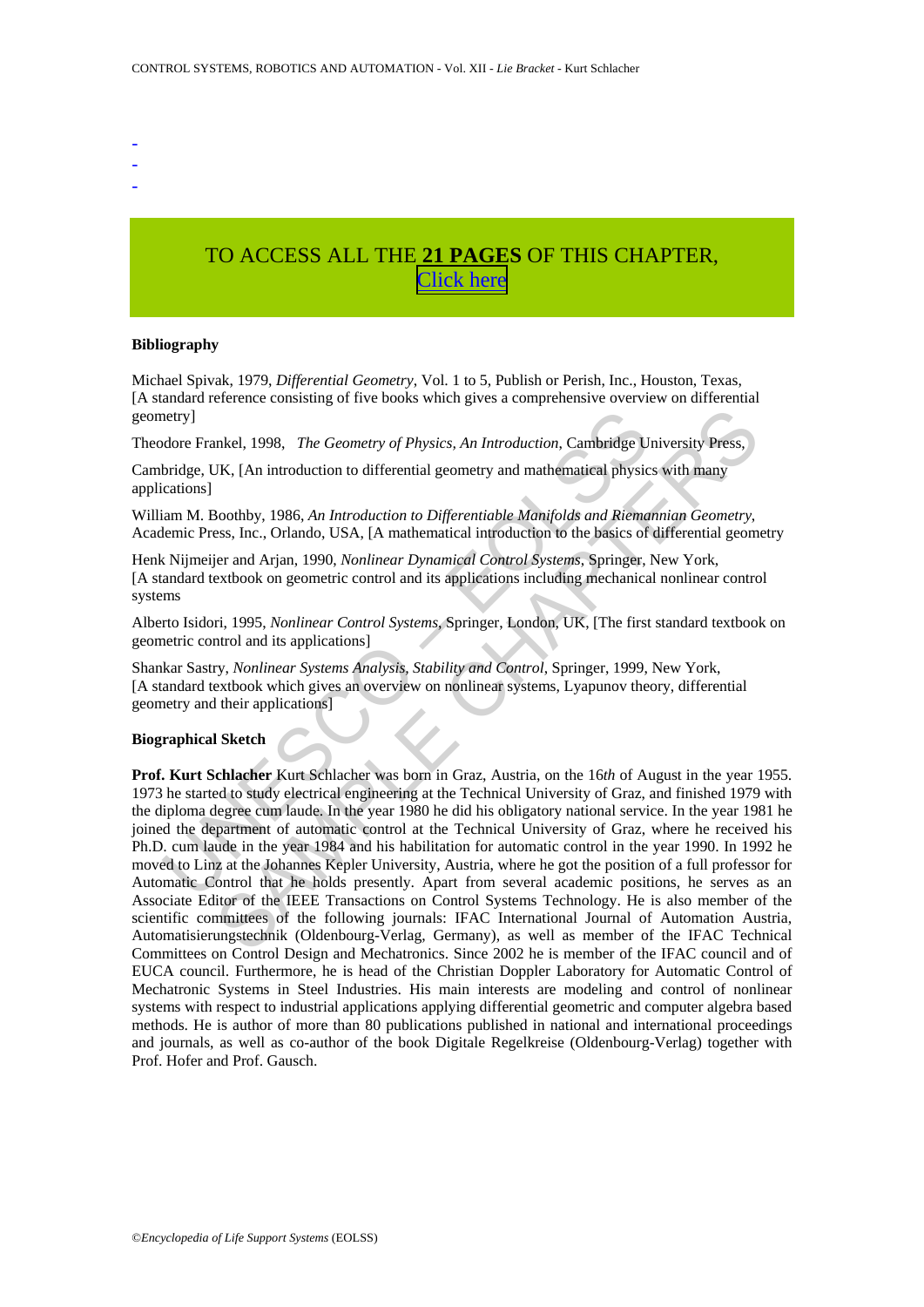-
-
-

TO ACCESS ALL THE **21 PAGES** OF THIS CHAPTER,
Click here

**Bibliography**

Michael Spivak, 1979, *Differential Geometry*, Vol. 1 to 5, Publish or Perish, Inc., Houston, Texas, [A standard reference consisting of five books which gives a comprehensive overview on differential geometry]

Theodore Frankel, 1998, *The Geometry of Physics, An Introduction*, Cambridge University Press,

Cambridge, UK, [An introduction to differential geometry and mathematical physics with many applications]

William M. Boothby, 1986, *An Introduction to Differentiable Manifolds and Riemannian Geometry*, Academic Press, Inc., Orlando, USA, [A mathematical introduction to the basics of differential geometry

Henk Nijmeijer and Arjan, 1990, *Nonlinear Dynamical Control Systems*, Springer, New York, [A standard textbook on geometric control and its applications including mechanical nonlinear control systems

Alberto Isidori, 1995, *Nonlinear Control Systems*, Springer, London, UK, [The first standard textbook on geometric control and its applications]

Shankar Sastry, *Nonlinear Systems Analysis, Stability and Control*, Springer, 1999, New York, [A standard textbook which gives an overview on nonlinear systems, Lyapunov theory, differential geometry and their applications]

**Biographical Sketch**

**Prof. Kurt Schlacher** Kurt Schlacher was born in Graz, Austria, on the 16*th* of August in the year 1955. 1973 he started to study electrical engineering at the Technical University of Graz, and finished 1979 with the diploma degree cum laude. In the year 1980 he did his obligatory national service. In the year 1981 he joined the department of automatic control at the Technical University of Graz, where he received his Ph.D. cum laude in the year 1984 and his habilitation for automatic control in the year 1990. In 1992 he moved to Linz at the Johannes Kepler University, Austria, where he got the position of a full professor for Automatic Control that he holds presently. Apart from several academic positions, he serves as an Associate Editor of the IEEE Transactions on Control Systems Technology. He is also member of the scientific committees of the following journals: IFAC International Journal of Automation Austria, Automatisierungstechnik (Oldenbourg-Verlag, Germany), as well as member of the IFAC Technical Committees on Control Design and Mechatronics. Since 2002 he is member of the IFAC council and of EUCA council. Furthermore, he is head of the Christian Doppler Laboratory for Automatic Control of Mechatronic Systems in Steel Industries. His main interests are modeling and control of nonlinear systems with respect to industrial applications applying differential geometric and computer algebra based methods. He is author of more than 80 publications published in national and international proceedings and journals, as well as co-author of the book Digitale Regelkreise (Oldenbourg-Verlag) together with Prof. Hofer and Prof. Gausch.